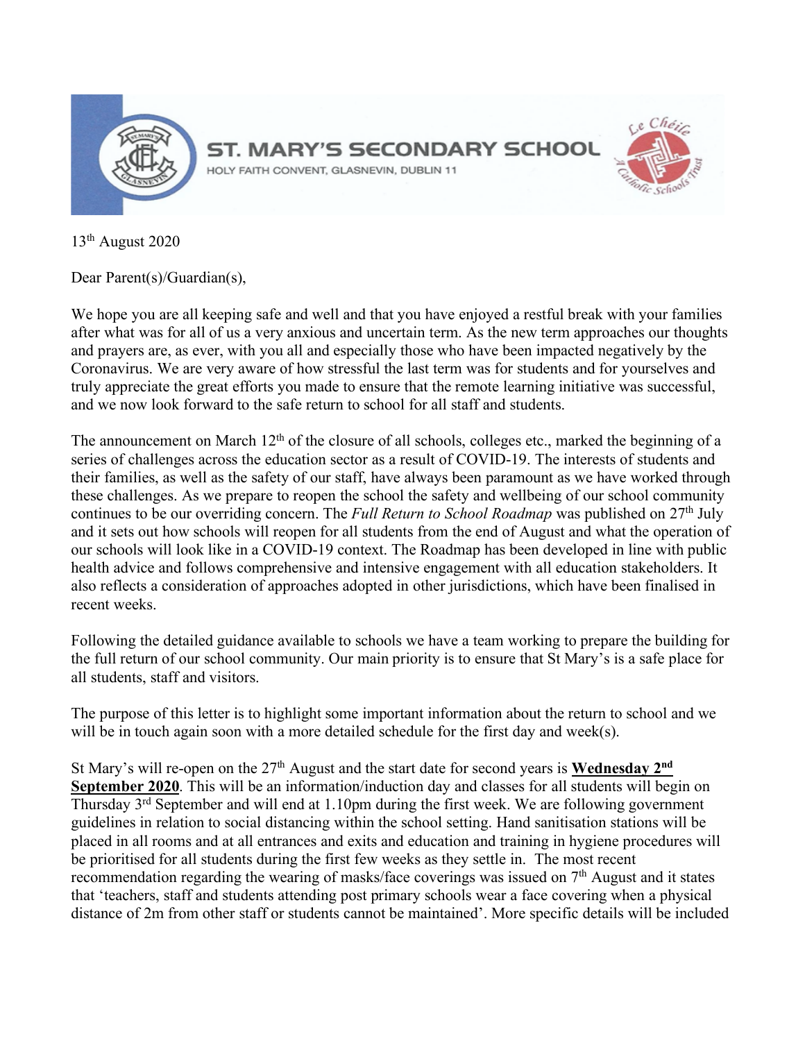# ST. MARY'S SECONDARY SCHOOL

HOLY FAITH CONVENT, GLASNEVIN, DUBLIN 11

13th August 2020

Dear Parent(s)/Guardian(s),

We hope you are all keeping safe and well and that you have enjoyed a restful break with your families after what was for all of us a very anxious and uncertain term. As the new term approaches our thoughts and prayers are, as ever, with you all and especially those who have been impacted negatively by the Coronavirus. We are very aware of how stressful the last term was for students and for yourselves and truly appreciate the great efforts you made to ensure that the remote learning initiative was successful, and we now look forward to the safe return to school for all staff and students.

The announcement on March 12th of the closure of all schools, colleges etc., marked the beginning of a series of challenges across the education sector as a result of COVID-19. The interests of students and their families, as well as the safety of our staff, have always been paramount as we have worked through these challenges. As we prepare to reopen the school the safety and wellbeing of our school community continues to be our overriding concern. The *Full Return to School Roadmap* was published on 27th July and it sets out how schools will reopen for all students from the end of August and what the operation of our schools will look like in a COVID-19 context. The Roadmap has been developed in line with public health advice and follows comprehensive and intensive engagement with all education stakeholders. It also reflects a consideration of approaches adopted in other jurisdictions, which have been finalised in recent weeks.

Following the detailed guidance available to schools we have a team working to prepare the building for the full return of our school community. Our main priority is to ensure that St Mary's is a safe place for all students, staff and visitors.

The purpose of this letter is to highlight some important information about the return to school and we will be in touch again soon with a more detailed schedule for the first day and week(s).

St Mary's will re-open on the 27th August and the start date for second years is **Wednesday 2nd September 2020**. This will be an information/induction day and classes for all students will begin on Thursday 3rd September and will end at 1.10pm during the first week. We are following government guidelines in relation to social distancing within the school setting. Hand sanitisation stations will be placed in all rooms and at all entrances and exits and education and training in hygiene procedures will be prioritised for all students during the first few weeks as they settle in. The most recent recommendation regarding the wearing of masks/face coverings was issued on 7th August and it states that 'teachers, staff and students attending post primary schools wear a face covering when a physical distance of 2m from other staff or students cannot be maintained'. More specific details will be included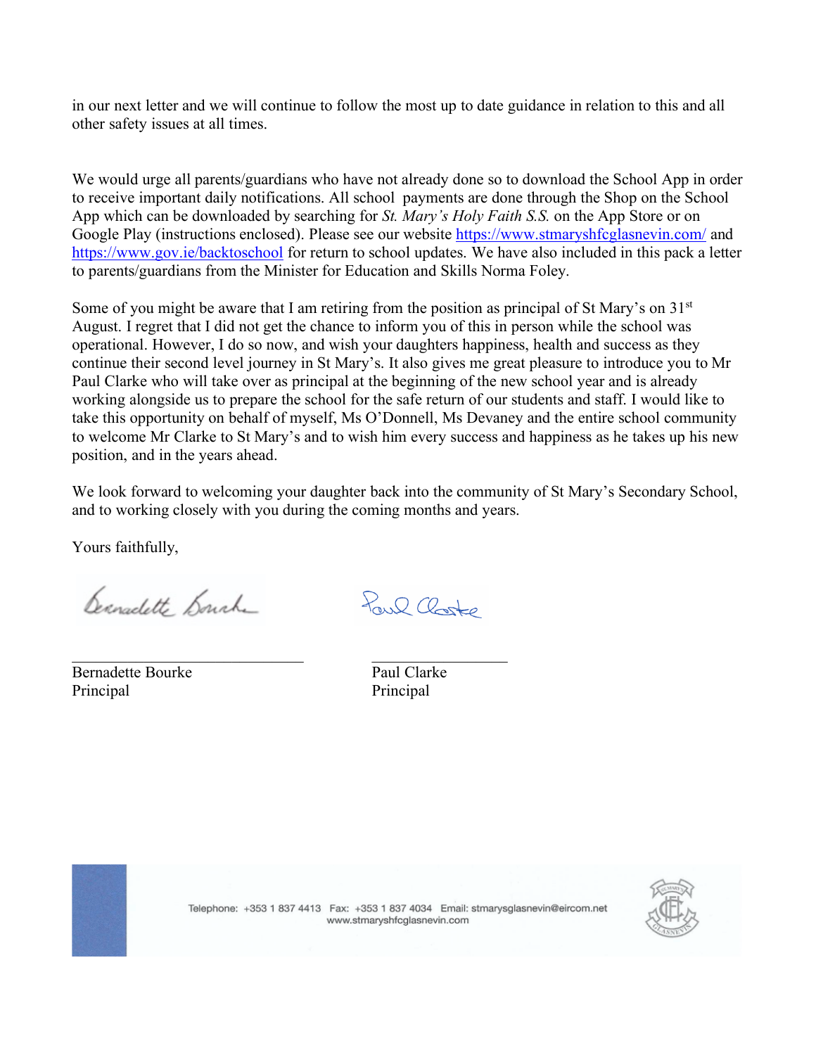in our next letter and we will continue to follow the most up to date guidance in relation to this and all other safety issues at all times.

We would urge all parents/guardians who have not already done so to download the School App in order to receive important daily notifications. All school payments are done through the Shop on the School App which can be downloaded by searching for *St. Mary's Holy Faith S.S.* on the App Store or on Google Play (instructions enclosed). Please see our website https://www.stmaryshfcglasnevin.com/ and https://www.gov.ie/backtoschool for return to school updates. We have also included in this pack a letter to parents/guardians from the Minister for Education and Skills Norma Foley.

Some of you might be aware that I am retiring from the position as principal of St Mary's on 31st August. I regret that I did not get the chance to inform you of this in person while the school was operational. However, I do so now, and wish your daughters happiness, health and success as they continue their second level journey in St Mary's. It also gives me great pleasure to introduce you to Mr Paul Clarke who will take over as principal at the beginning of the new school year and is already working alongside us to prepare the school for the safe return of our students and staff. I would like to take this opportunity on behalf of myself, Ms O'Donnell, Ms Devaney and the entire school community to welcome Mr Clarke to St Mary's and to wish him every success and happiness as he takes up his new position, and in the years ahead.

We look forward to welcoming your daughter back into the community of St Mary's Secondary School, and to working closely with you during the coming months and years.

Yours faithfully,

Bernadette Bourke
Principal

Paul Clarke
Principal

Telephone: +353 1 837 4413 Fax: +353 1 837 4034 Email: stmarysglasnevin@eircom.net
www.stmaryshfcglasnevin.com